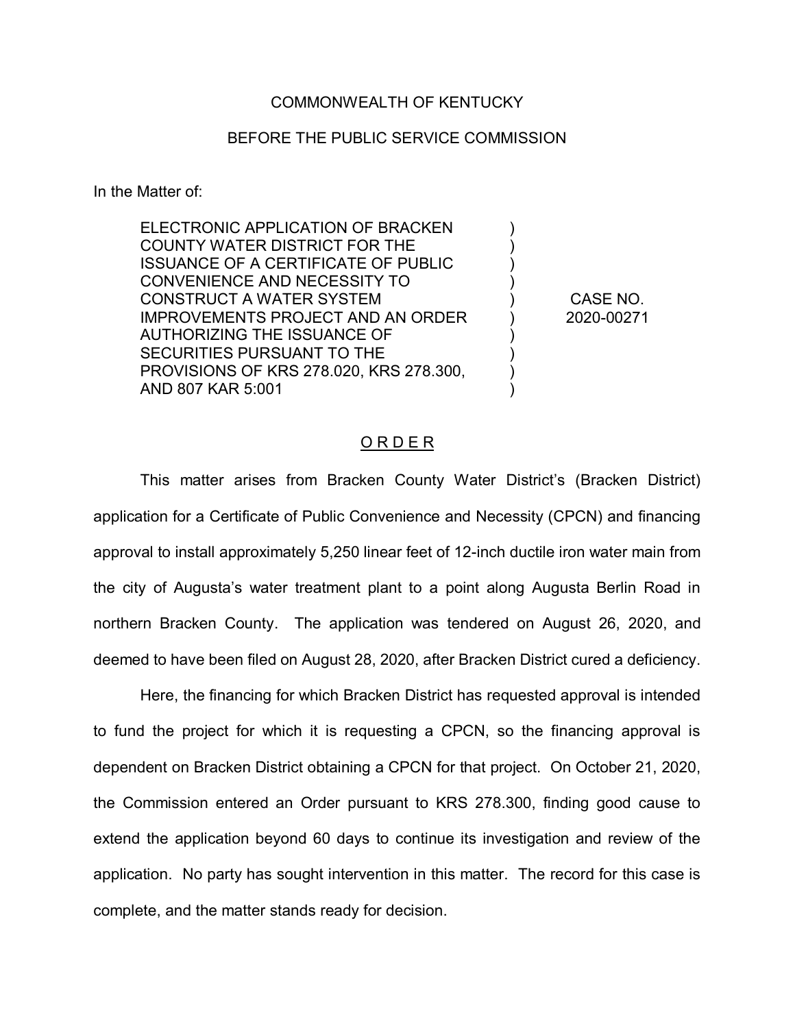COMMONWEALTH OF KENTUCKY

BEFORE THE PUBLIC SERVICE COMMISSION

In the Matter of:

| | | |
|---|---|---|
| ELECTRONIC APPLICATION OF BRACKEN COUNTY WATER DISTRICT FOR THE ISSUANCE OF A CERTIFICATE OF PUBLIC CONVENIENCE AND NECESSITY TO CONSTRUCT A WATER SYSTEM IMPROVEMENTS PROJECT AND AN ORDER AUTHORIZING THE ISSUANCE OF SECURITIES PURSUANT TO THE PROVISIONS OF KRS 278.020, KRS 278.300, AND 807 KAR 5:001 | ) | CASE NO. 2020-00271 |

<u>O R D E R</u>

This matter arises from Bracken County Water District's (Bracken District) application for a Certificate of Public Convenience and Necessity (CPCN) and financing approval to install approximately 5,250 linear feet of 12-inch ductile iron water main from the city of Augusta's water treatment plant to a point along Augusta Berlin Road in northern Bracken County. The application was tendered on August 26, 2020, and deemed to have been filed on August 28, 2020, after Bracken District cured a deficiency.

Here, the financing for which Bracken District has requested approval is intended to fund the project for which it is requesting a CPCN, so the financing approval is dependent on Bracken District obtaining a CPCN for that project. On October 21, 2020, the Commission entered an Order pursuant to KRS 278.300, finding good cause to extend the application beyond 60 days to continue its investigation and review of the application. No party has sought intervention in this matter. The record for this case is complete, and the matter stands ready for decision.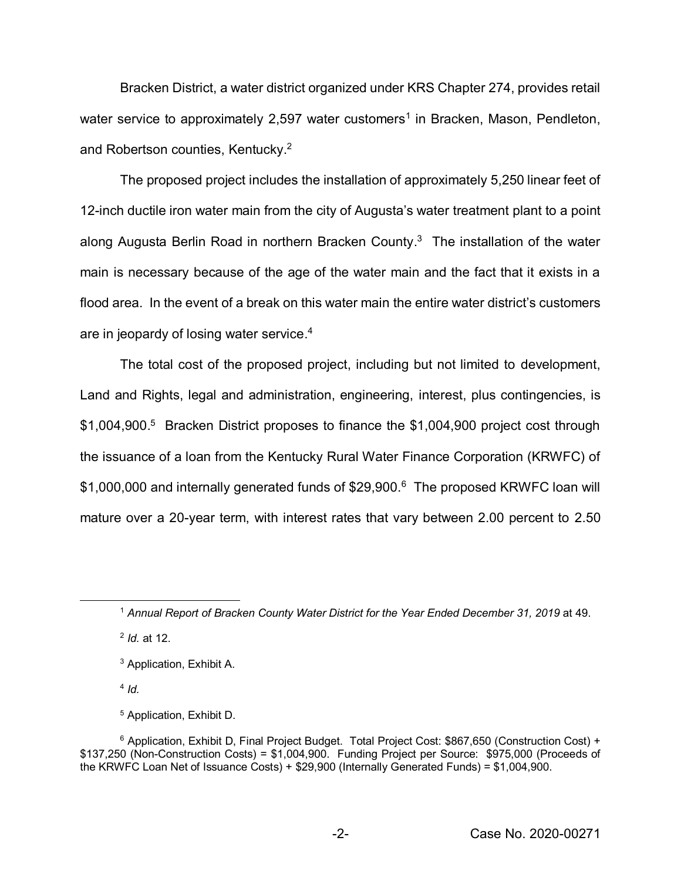Bracken District, a water district organized under KRS Chapter 274, provides retail water service to approximately 2,597 water customers[1] in Bracken, Mason, Pendleton, and Robertson counties, Kentucky.[2]

The proposed project includes the installation of approximately 5,250 linear feet of 12-inch ductile iron water main from the city of Augusta's water treatment plant to a point along Augusta Berlin Road in northern Bracken County.[3] The installation of the water main is necessary because of the age of the water main and the fact that it exists in a flood area. In the event of a break on this water main the entire water district's customers are in jeopardy of losing water service.[4]

The total cost of the proposed project, including but not limited to development, Land and Rights, legal and administration, engineering, interest, plus contingencies, is \$1,004,900.[5] Bracken District proposes to finance the \$1,004,900 project cost through the issuance of a loan from the Kentucky Rural Water Finance Corporation (KRWFC) of \$1,000,000 and internally generated funds of \$29,900.[6] The proposed KRWFC loan will mature over a 20-year term, with interest rates that vary between 2.00 percent to 2.50

---

[1] *Annual Report of Bracken County Water District for the Year Ended December 31, 2019* at 49.

[2] *Id.* at 12.

[3] Application, Exhibit A.

[4] *Id.*

[5] Application, Exhibit D.

[6] Application, Exhibit D, Final Project Budget. Total Project Cost: \$867,650 (Construction Cost) + \$137,250 (Non-Construction Costs) = \$1,004,900. Funding Project per Source: \$975,000 (Proceeds of the KRWFC Loan Net of Issuance Costs) + \$29,900 (Internally Generated Funds) = \$1,004,900.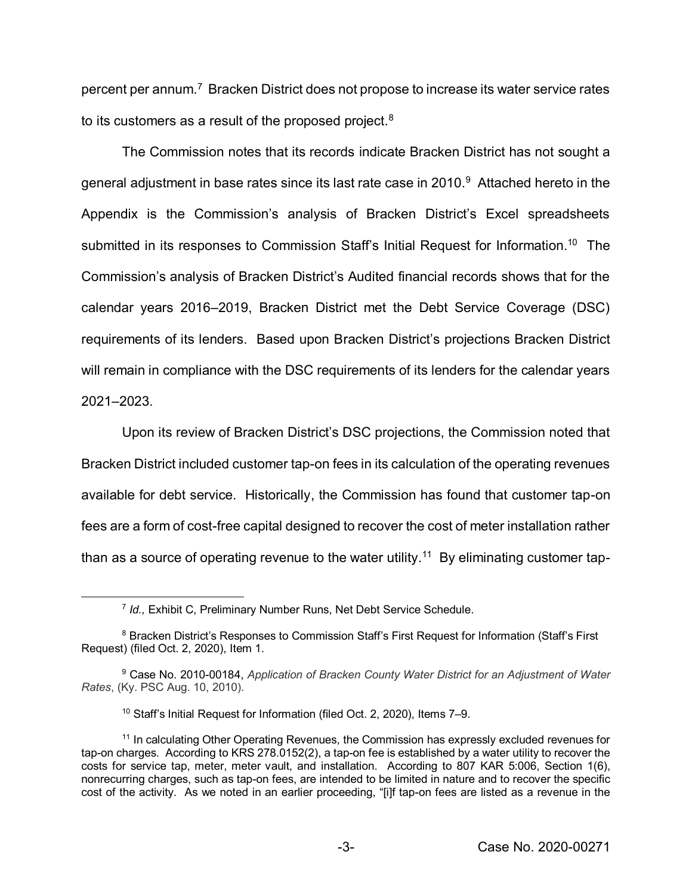percent per annum.[7] Bracken District does not propose to increase its water service rates to its customers as a result of the proposed project.[8]

The Commission notes that its records indicate Bracken District has not sought a general adjustment in base rates since its last rate case in 2010.[9] Attached hereto in the Appendix is the Commission's analysis of Bracken District's Excel spreadsheets submitted in its responses to Commission Staff's Initial Request for Information.[10] The Commission's analysis of Bracken District's Audited financial records shows that for the calendar years 2016–2019, Bracken District met the Debt Service Coverage (DSC) requirements of its lenders. Based upon Bracken District's projections Bracken District will remain in compliance with the DSC requirements of its lenders for the calendar years 2021–2023.

Upon its review of Bracken District's DSC projections, the Commission noted that Bracken District included customer tap-on fees in its calculation of the operating revenues available for debt service. Historically, the Commission has found that customer tap-on fees are a form of cost-free capital designed to recover the cost of meter installation rather than as a source of operating revenue to the water utility.[11] By eliminating customer tap-

---

[7] *Id.,* Exhibit C, Preliminary Number Runs, Net Debt Service Schedule.

[8] Bracken District's Responses to Commission Staff's First Request for Information (Staff's First Request) (filed Oct. 2, 2020), Item 1.

[9] Case No. 2010-00184, *Application of Bracken County Water District for an Adjustment of Water Rates*, (Ky. PSC Aug. 10, 2010).

[10] Staff's Initial Request for Information (filed Oct. 2, 2020), Items 7–9.

[11] In calculating Other Operating Revenues, the Commission has expressly excluded revenues for tap-on charges. According to KRS 278.0152(2), a tap-on fee is established by a water utility to recover the costs for service tap, meter, meter vault, and installation. According to 807 KAR 5:006, Section 1(6), nonrecurring charges, such as tap-on fees, are intended to be limited in nature and to recover the specific cost of the activity. As we noted in an earlier proceeding, "[i]f tap-on fees are listed as a revenue in the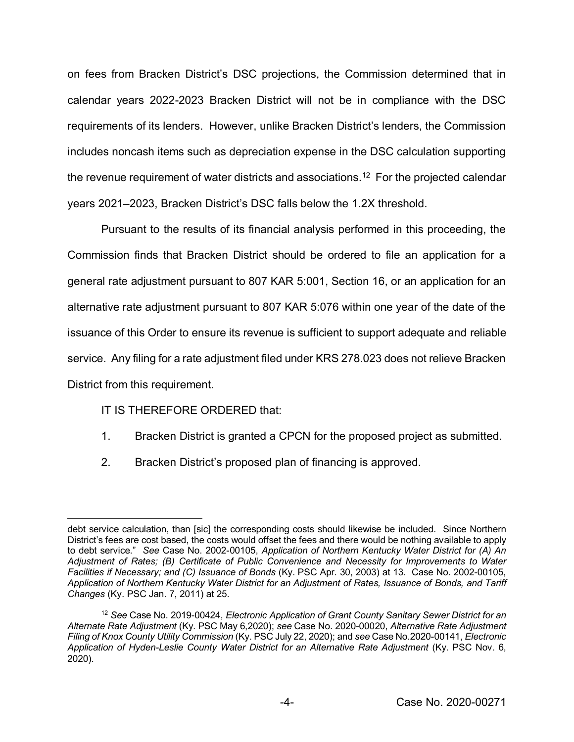on fees from Bracken District's DSC projections, the Commission determined that in calendar years 2022-2023 Bracken District will not be in compliance with the DSC requirements of its lenders. However, unlike Bracken District's lenders, the Commission includes noncash items such as depreciation expense in the DSC calculation supporting the revenue requirement of water districts and associations.[12] For the projected calendar years 2021–2023, Bracken District's DSC falls below the 1.2X threshold.

Pursuant to the results of its financial analysis performed in this proceeding, the Commission finds that Bracken District should be ordered to file an application for a general rate adjustment pursuant to 807 KAR 5:001, Section 16, or an application for an alternative rate adjustment pursuant to 807 KAR 5:076 within one year of the date of the issuance of this Order to ensure its revenue is sufficient to support adequate and reliable service. Any filing for a rate adjustment filed under KRS 278.023 does not relieve Bracken District from this requirement.

IT IS THEREFORE ORDERED that:

1. Bracken District is granted a CPCN for the proposed project as submitted.

2. Bracken District's proposed plan of financing is approved.

---

debt service calculation, than [sic] the corresponding costs should likewise be included. Since Northern District's fees are cost based, the costs would offset the fees and there would be nothing available to apply to debt service." *See* Case No. 2002-00105, *Application of Northern Kentucky Water District for (A) An Adjustment of Rates; (B) Certificate of Public Convenience and Necessity for Improvements to Water Facilities if Necessary; and (C) Issuance of Bonds* (Ky. PSC Apr. 30, 2003) at 13. Case No. 2002-00105, *Application of Northern Kentucky Water District for an Adjustment of Rates, Issuance of Bonds, and Tariff Changes* (Ky. PSC Jan. 7, 2011) at 25.

[12] *See* Case No. 2019-00424, *Electronic Application of Grant County Sanitary Sewer District for an Alternate Rate Adjustment* (Ky. PSC May 6,2020); *see* Case No. 2020-00020, *Alternative Rate Adjustment Filing of Knox County Utility Commission* (Ky. PSC July 22, 2020); and *see* Case No.2020-00141, *Electronic Application of Hyden-Leslie County Water District for an Alternative Rate Adjustment* (Ky. PSC Nov. 6, 2020).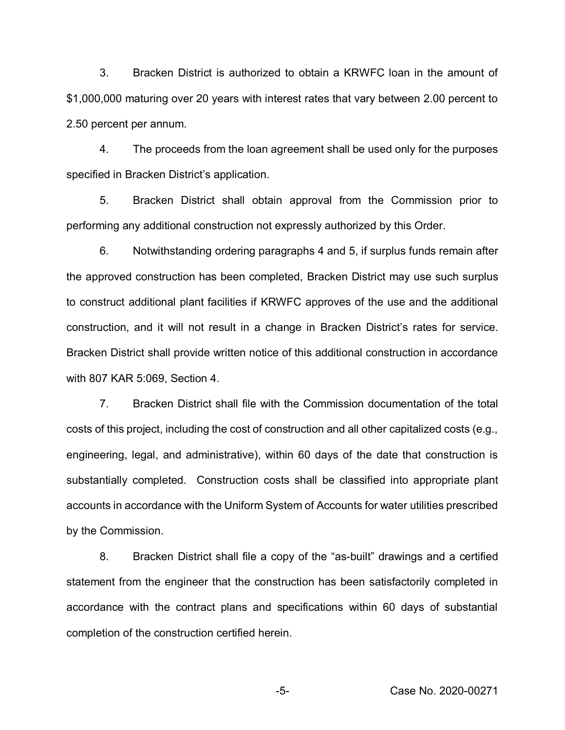3. Bracken District is authorized to obtain a KRWFC loan in the amount of $1,000,000 maturing over 20 years with interest rates that vary between 2.00 percent to 2.50 percent per annum.

4. The proceeds from the loan agreement shall be used only for the purposes specified in Bracken District's application.

5. Bracken District shall obtain approval from the Commission prior to performing any additional construction not expressly authorized by this Order.

6. Notwithstanding ordering paragraphs 4 and 5, if surplus funds remain after the approved construction has been completed, Bracken District may use such surplus to construct additional plant facilities if KRWFC approves of the use and the additional construction, and it will not result in a change in Bracken District's rates for service. Bracken District shall provide written notice of this additional construction in accordance with 807 KAR 5:069, Section 4.

7. Bracken District shall file with the Commission documentation of the total costs of this project, including the cost of construction and all other capitalized costs (e.g., engineering, legal, and administrative), within 60 days of the date that construction is substantially completed. Construction costs shall be classified into appropriate plant accounts in accordance with the Uniform System of Accounts for water utilities prescribed by the Commission.

8. Bracken District shall file a copy of the "as-built" drawings and a certified statement from the engineer that the construction has been satisfactorily completed in accordance with the contract plans and specifications within 60 days of substantial completion of the construction certified herein.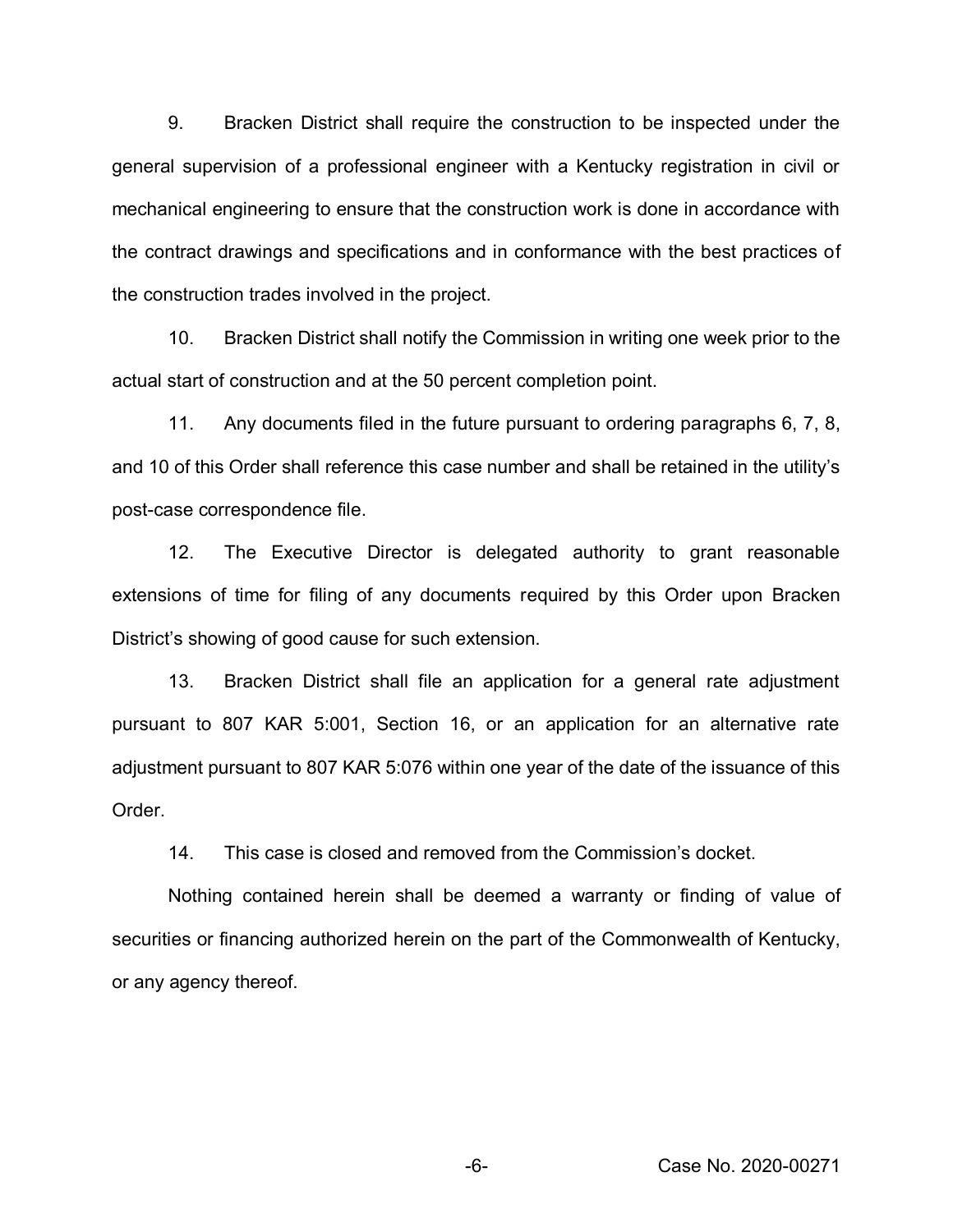9. Bracken District shall require the construction to be inspected under the general supervision of a professional engineer with a Kentucky registration in civil or mechanical engineering to ensure that the construction work is done in accordance with the contract drawings and specifications and in conformance with the best practices of the construction trades involved in the project.

10. Bracken District shall notify the Commission in writing one week prior to the actual start of construction and at the 50 percent completion point.

11. Any documents filed in the future pursuant to ordering paragraphs 6, 7, 8, and 10 of this Order shall reference this case number and shall be retained in the utility's post-case correspondence file.

12. The Executive Director is delegated authority to grant reasonable extensions of time for filing of any documents required by this Order upon Bracken District's showing of good cause for such extension.

13. Bracken District shall file an application for a general rate adjustment pursuant to 807 KAR 5:001, Section 16, or an application for an alternative rate adjustment pursuant to 807 KAR 5:076 within one year of the date of the issuance of this Order.

14. This case is closed and removed from the Commission's docket.

Nothing contained herein shall be deemed a warranty or finding of value of securities or financing authorized herein on the part of the Commonwealth of Kentucky, or any agency thereof.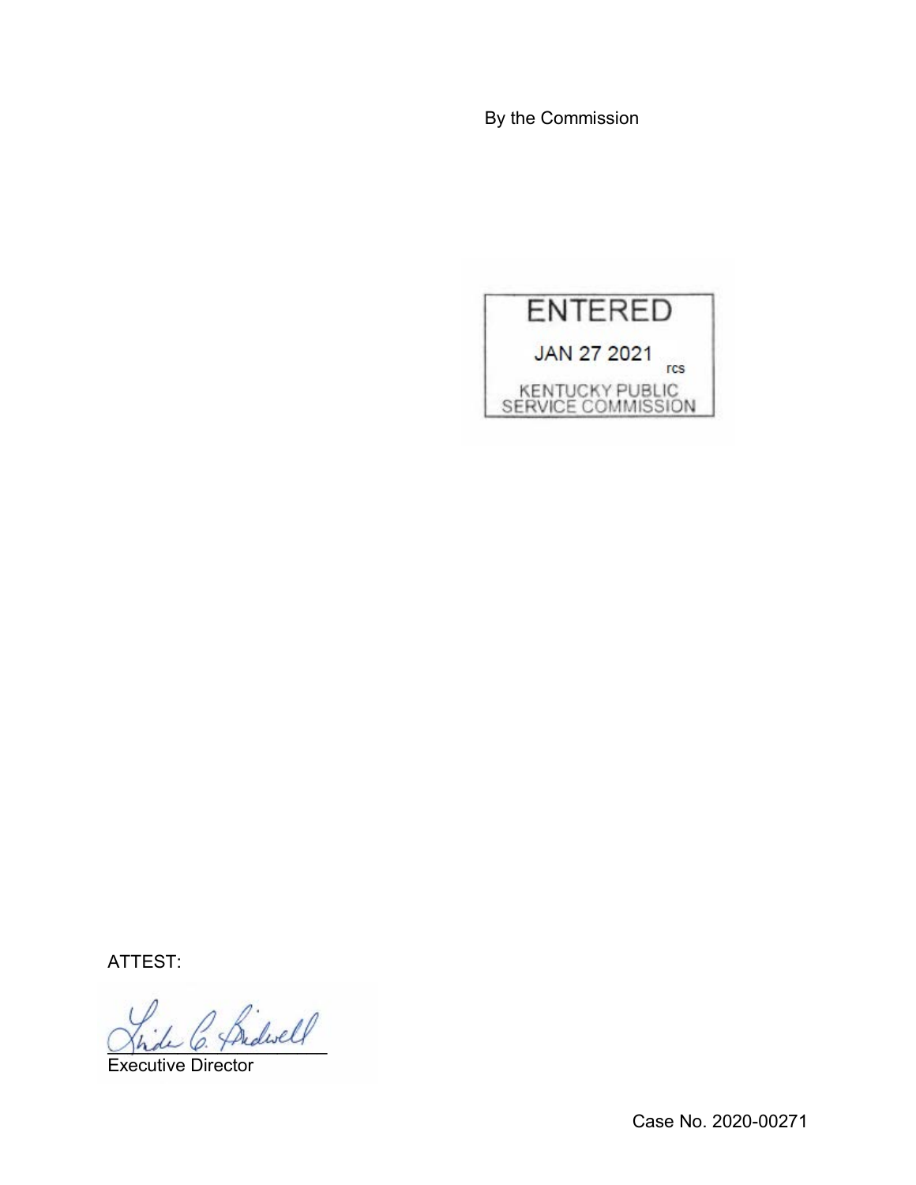By the Commission

ENTERED

JAN 27 2021

rcs

KENTUCKY PUBLIC SERVICE COMMISSION

ATTEST:

Executive Director

Case No. 2020-00271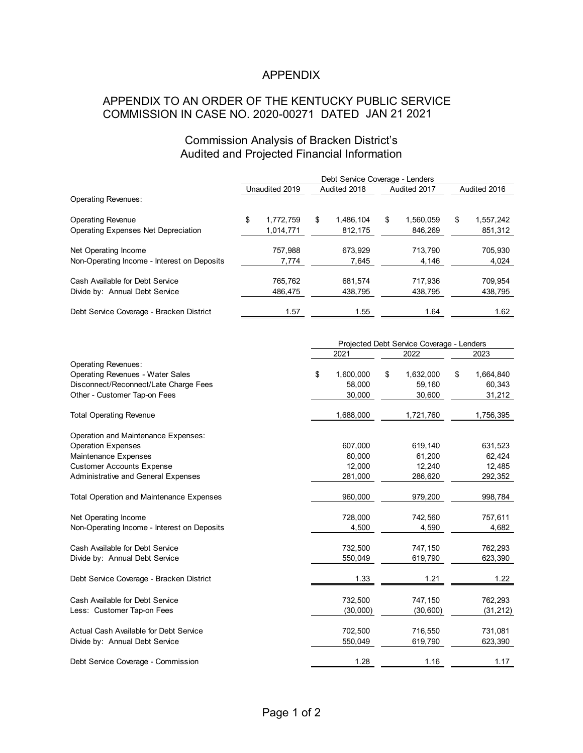# APPENDIX

## APPENDIX TO AN ORDER OF THE KENTUCKY PUBLIC SERVICE COMMISSION IN CASE NO. 2020-00271 DATED JAN 21 2021

### Commission Analysis of Bracken District's Audited and Projected Financial Information

| | Debt Service Coverage - Lenders | | | |
|---|---|---|---|---|
| | Unaudited 2019 | Audited 2018 | Audited 2017 | Audited 2016 |
| Operating Revenues: | | | | |
| Operating Revenue | $ 1,772,759 | $ 1,486,104 | $ 1,560,059 | $ 1,557,242 |
| Operating Expenses Net Depreciation | 1,014,771 | 812,175 | 846,269 | 851,312 |
| Net Operating Income | 757,988 | 673,929 | 713,790 | 705,930 |
| Non-Operating Income - Interest on Deposits | 7,774 | 7,645 | 4,146 | 4,024 |
| Cash Available for Debt Service | 765,762 | 681,574 | 717,936 | 709,954 |
| Divide by: Annual Debt Service | 486,475 | 438,795 | 438,795 | 438,795 |
| Debt Service Coverage - Bracken District | 1.57 | 1.55 | 1.64 | 1.62 |

| | Projected Debt Service Coverage - Lenders | | |
|---|---|---|---|
| | 2021 | 2022 | 2023 |
| Operating Revenues: | | | |
| Operating Revenues - Water Sales | $ 1,600,000 | $ 1,632,000 | $ 1,664,840 |
| Disconnect/Reconnect/Late Charge Fees | 58,000 | 59,160 | 60,343 |
| Other - Customer Tap-on Fees | 30,000 | 30,600 | 31,212 |
| Total Operating Revenue | 1,688,000 | 1,721,760 | 1,756,395 |
| Operation and Maintenance Expenses: | | | |
| Operation Expenses | 607,000 | 619,140 | 631,523 |
| Maintenance Expenses | 60,000 | 61,200 | 62,424 |
| Customer Accounts Expense | 12,000 | 12,240 | 12,485 |
| Administrative and General Expenses | 281,000 | 286,620 | 292,352 |
| Total Operation and Maintenance Expenses | 960,000 | 979,200 | 998,784 |
| Net Operating Income | 728,000 | 742,560 | 757,611 |
| Non-Operating Income - Interest on Deposits | 4,500 | 4,590 | 4,682 |
| Cash Available for Debt Service | 732,500 | 747,150 | 762,293 |
| Divide by: Annual Debt Service | 550,049 | 619,790 | 623,390 |
| Debt Service Coverage - Bracken District | 1.33 | 1.21 | 1.22 |
| Cash Available for Debt Service | 732,500 | 747,150 | 762,293 |
| Less: Customer Tap-on Fees | (30,000) | (30,600) | (31,212) |
| Actual Cash Available for Debt Service | 702,500 | 716,550 | 731,081 |
| Divide by: Annual Debt Service | 550,049 | 619,790 | 623,390 |
| Debt Service Coverage - Commission | 1.28 | 1.16 | 1.17 |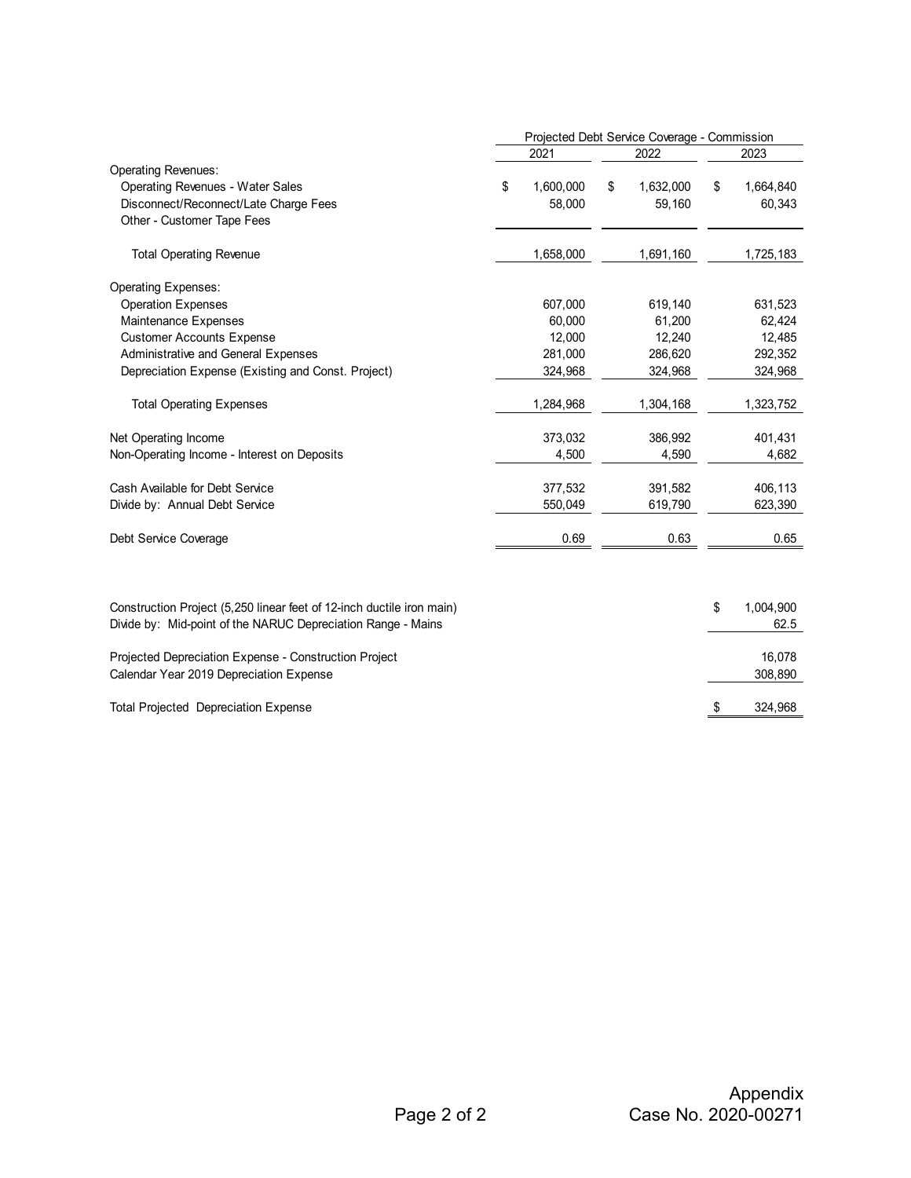| | Projected Debt Service Coverage - Commission | | |
|---|---|---|---|
| | 2021 | 2022 | 2023 |
| Operating Revenues: | | | |
| Operating Revenues - Water Sales | $ 1,600,000 | $ 1,632,000 | $ 1,664,840 |
| Disconnect/Reconnect/Late Charge Fees | 58,000 | 59,160 | 60,343 |
| Other - Customer Tape Fees | | | |
| Total Operating Revenue | 1,658,000 | 1,691,160 | 1,725,183 |
| Operating Expenses: | | | |
| Operation Expenses | 607,000 | 619,140 | 631,523 |
| Maintenance Expenses | 60,000 | 61,200 | 62,424 |
| Customer Accounts Expense | 12,000 | 12,240 | 12,485 |
| Administrative and General Expenses | 281,000 | 286,620 | 292,352 |
| Depreciation Expense (Existing and Const. Project) | 324,968 | 324,968 | 324,968 |
| Total Operating Expenses | 1,284,968 | 1,304,168 | 1,323,752 |
| Net Operating Income | 373,032 | 386,992 | 401,431 |
| Non-Operating Income - Interest on Deposits | 4,500 | 4,590 | 4,682 |
| Cash Available for Debt Service | 377,532 | 391,582 | 406,113 |
| Divide by: Annual Debt Service | 550,049 | 619,790 | 623,390 |
| Debt Service Coverage | 0.69 | 0.63 | 0.65 |

| | |
|---|---|
| Construction Project (5,250 linear feet of 12-inch ductile iron main) | $ 1,004,900 |
| Divide by: Mid-point of the NARUC Depreciation Range - Mains | 62.5 |
| Projected Depreciation Expense - Construction Project | 16,078 |
| Calendar Year 2019 Depreciation Expense | 308,890 |
| Total Projected Depreciation Expense | $ 324,968 |

Appendix
Case No. 2020-00271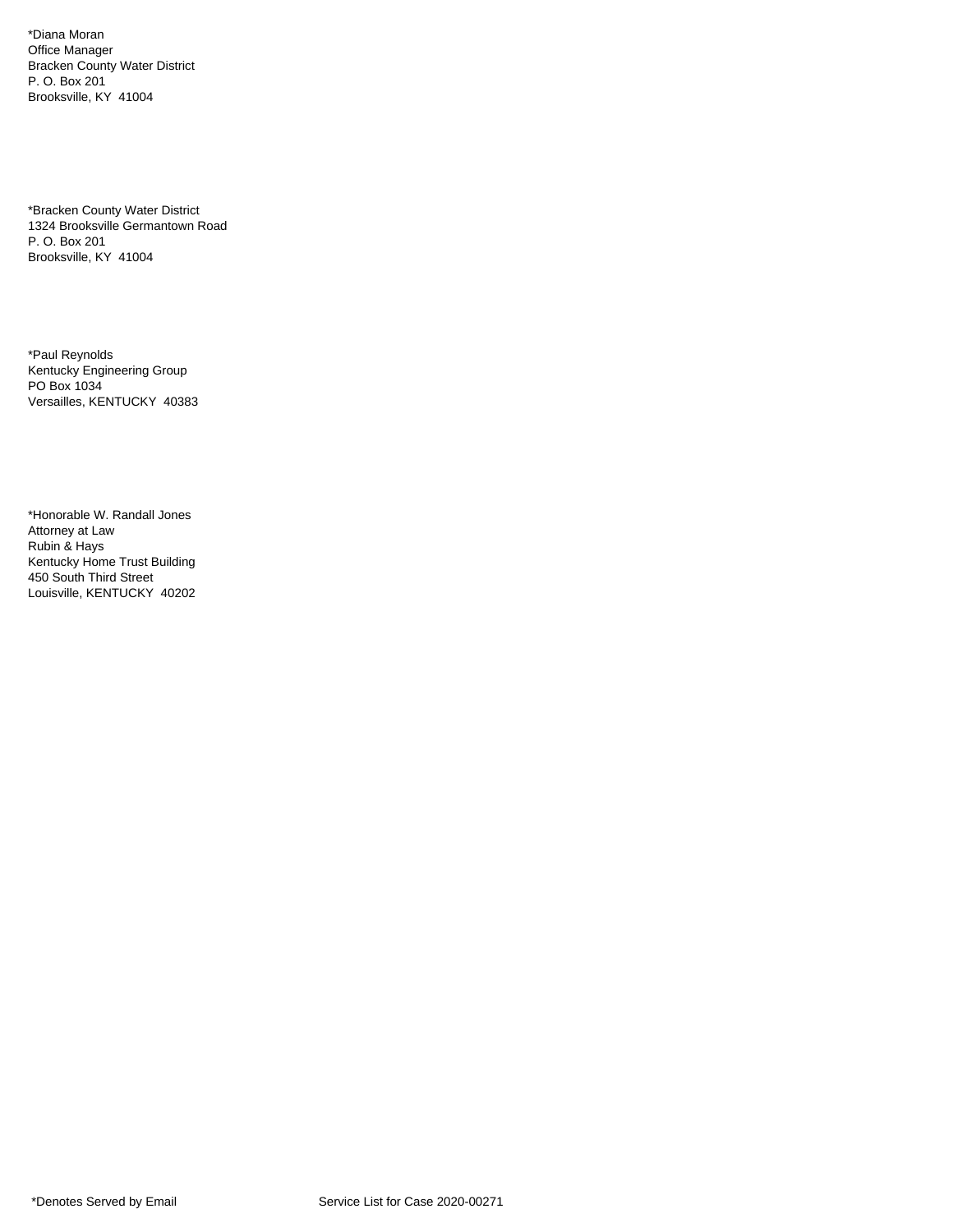*Diana Moran
Office Manager
Bracken County Water District
P. O. Box 201
Brooksville, KY  41004

*Bracken County Water District
1324 Brooksville Germantown Road
P. O. Box 201
Brooksville, KY  41004

*Paul Reynolds
Kentucky Engineering Group
PO Box 1034
Versailles, KENTUCKY  40383

*Honorable W. Randall Jones
Attorney at Law
Rubin & Hays
Kentucky Home Trust Building
450 South Third Street
Louisville, KENTUCKY  40202

*Denotes Served by Email

Service List for Case 2020-00271